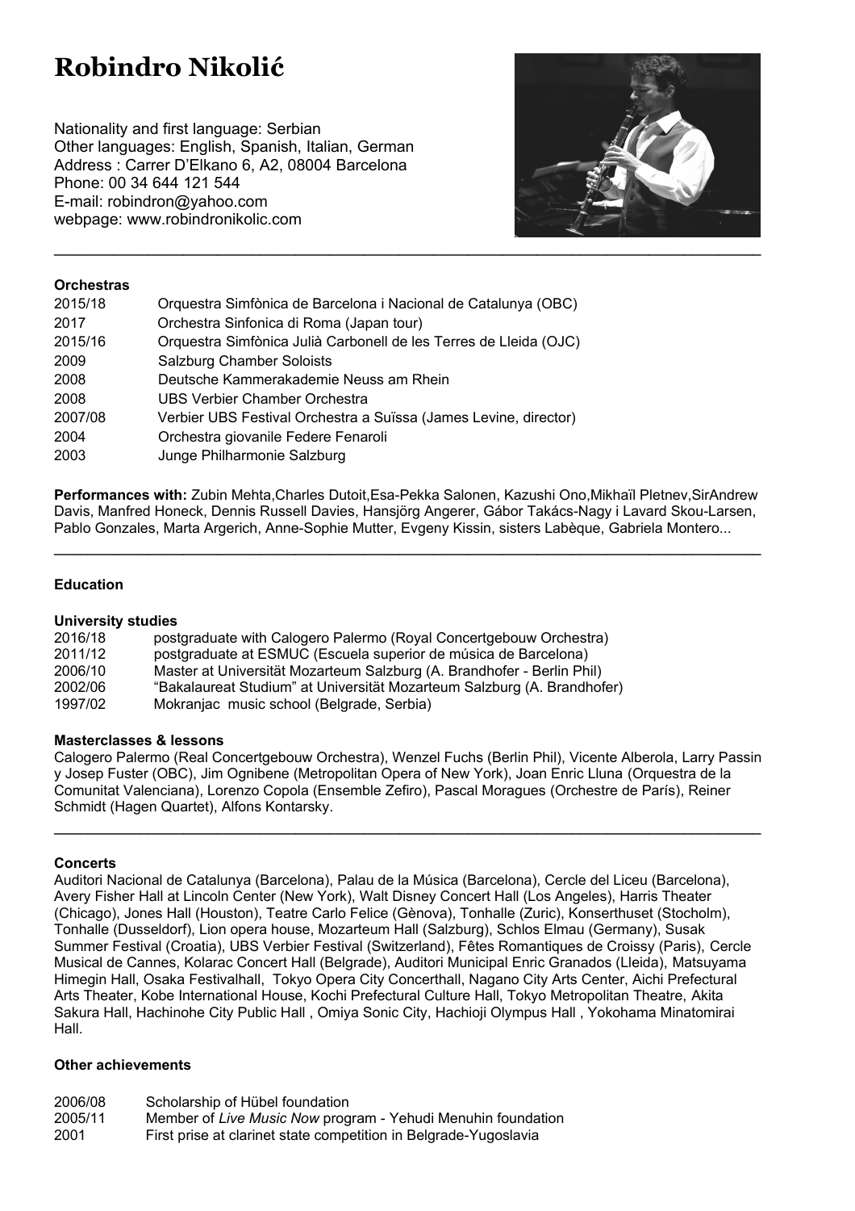# Robindro Nikolić

Nationality and first language: Serbian
Other languages: English, Spanish, Italian, German
Address : Carrer D'Elkano 6, A2, 08004 Barcelona
Phone: 00 34 644 121 544
E-mail: robindron@yahoo.com
webpage: www.robindronikolic.com

---

**Orchestras**

| | |
|---|---|
| 2015/18 | Orquestra Simfònica de Barcelona i Nacional de Catalunya (OBC) |
| 2017 | Orchestra Sinfonica di Roma (Japan tour) |
| 2015/16 | Orquestra Simfònica Julià Carbonell de les Terres de Lleida (OJC) |
| 2009 | Salzburg Chamber Soloists |
| 2008 | Deutsche Kammerakademie Neuss am Rhein |
| 2008 | UBS Verbier Chamber Orchestra |
| 2007/08 | Verbier UBS Festival Orchestra a Suïssa (James Levine, director) |
| 2004 | Orchestra giovanile Federe Fenaroli |
| 2003 | Junge Philharmonie Salzburg |

**Performances with:** Zubin Mehta,Charles Dutoit,Esa-Pekka Salonen, Kazushi Ono,Mikhaïl Pletnev,SirAndrew Davis, Manfred Honeck, Dennis Russell Davies, Hansjörg Angerer, Gábor Takács-Nagy i Lavard Skou-Larsen, Pablo Gonzales, Marta Argerich, Anne-Sophie Mutter, Evgeny Kissin, sisters Labèque, Gabriela Montero...

---

**Education**

**University studies**

| | |
|---|---|
| 2016/18 | postgraduate with Calogero Palermo (Royal Concertgebouw Orchestra) |
| 2011/12 | postgraduate at ESMUC (Escuela superior de música de Barcelona) |
| 2006/10 | Master at Universität Mozarteum Salzburg (A. Brandhofer - Berlin Phil) |
| 2002/06 | "Bakalaureat Studium" at Universität Mozarteum Salzburg (A. Brandhofer) |
| 1997/02 | Mokranjac music school (Belgrade, Serbia) |

**Masterclasses & lessons**

Calogero Palermo (Real Concertgebouw Orchestra), Wenzel Fuchs (Berlin Phil), Vicente Alberola, Larry Passin y Josep Fuster (OBC), Jim Ognibene (Metropolitan Opera of New York), Joan Enric Lluna (Orquestra de la Comunitat Valenciana), Lorenzo Copola (Ensemble Zefiro), Pascal Moragues (Orchestre de París), Reiner Schmidt (Hagen Quartet), Alfons Kontarsky.

---

**Concerts**

Auditori Nacional de Catalunya (Barcelona), Palau de la Música (Barcelona), Cercle del Liceu (Barcelona), Avery Fisher Hall at Lincoln Center (New York), Walt Disney Concert Hall (Los Angeles), Harris Theater (Chicago), Jones Hall (Houston), Teatre Carlo Felice (Gènova), Tonhalle (Zuric), Konserthuset (Stocholm), Tonhalle (Dusseldorf), Lion opera house, Mozarteum Hall (Salzburg), Schlos Elmau (Germany), Susak Summer Festival (Croatia), UBS Verbier Festival (Switzerland), Fêtes Romantiques de Croissy (Paris), Cercle Musical de Cannes, Kolarac Concert Hall (Belgrade), Auditori Municipal Enric Granados (Lleida), Matsuyama Himegin Hall, Osaka Festivalhall, Tokyo Opera City Concerthall, Nagano City Arts Center, Aichi Prefectural Arts Theater, Kobe International House, Kochi Prefectural Culture Hall, Tokyo Metropolitan Theatre, Akita Sakura Hall, Hachinohe City Public Hall , Omiya Sonic City, Hachioji Olympus Hall , Yokohama Minatomirai Hall.

**Other achievements**

| | |
|---|---|
| 2006/08 | Scholarship of Hübel foundation |
| 2005/11 | Member of *Live Music Now* program - Yehudi Menuhin foundation |
| 2001 | First prise at clarinet state competition in Belgrade-Yugoslavia |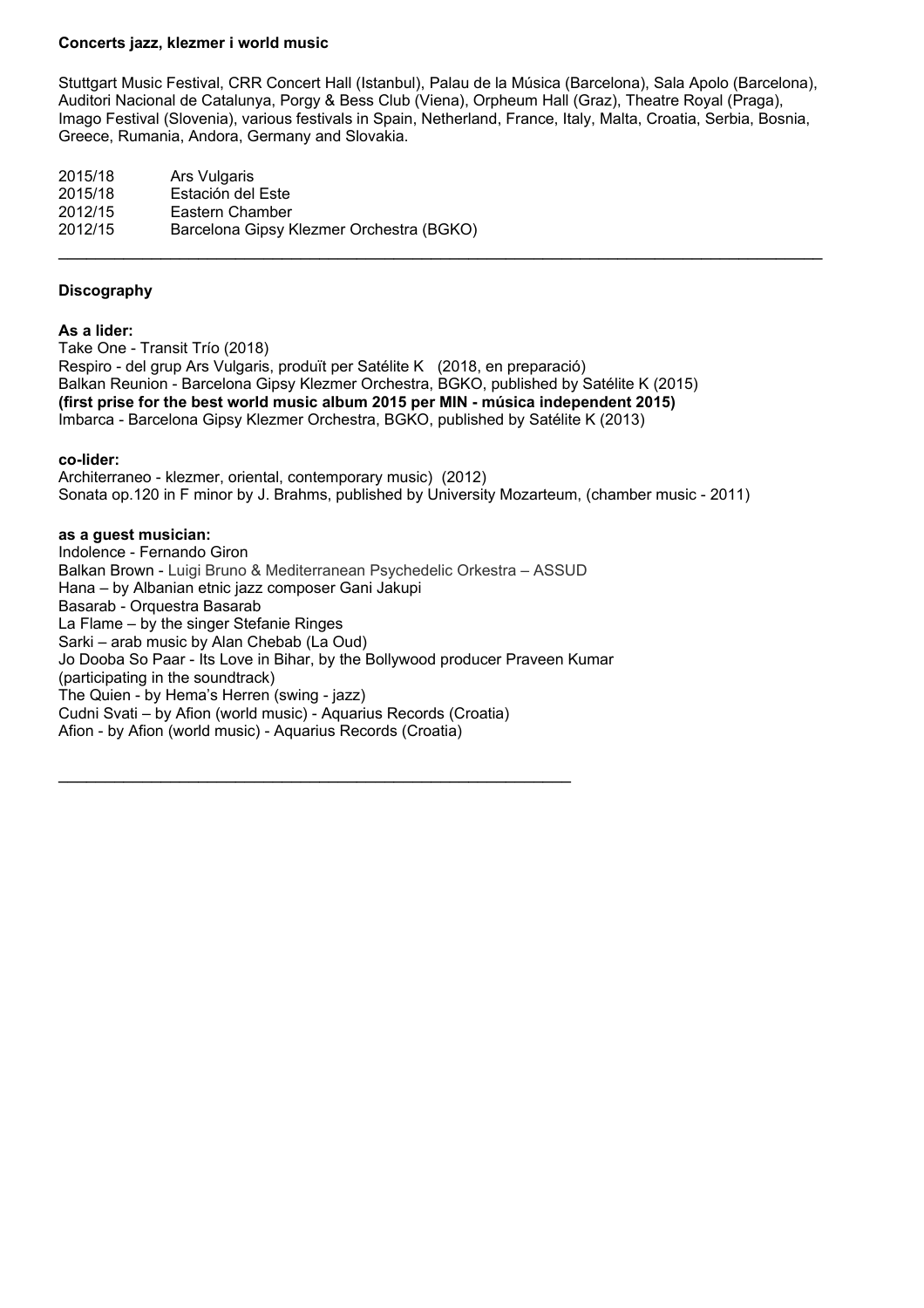**Concerts jazz, klezmer i world music**

Stuttgart Music Festival, CRR Concert Hall (Istanbul), Palau de la Música (Barcelona), Sala Apolo (Barcelona), Auditori Nacional de Catalunya, Porgy & Bess Club (Viena), Orpheum Hall (Graz), Theatre Royal (Praga), Imago Festival (Slovenia), various festivals in Spain, Netherland, France, Italy, Malta, Croatia, Serbia, Bosnia, Greece, Rumania, Andora, Germany and Slovakia.

| | |
|---|---|
| 2015/18 | Ars Vulgaris |
| 2015/18 | Estación del Este |
| 2012/15 | Eastern Chamber |
| 2012/15 | Barcelona Gipsy Klezmer Orchestra (BGKO) |

---

**Discography**

**As a lider:**
Take One - Transit Trío (2018)
Respiro - del grup Ars Vulgaris, produït per Satélite K (2018, en preparació)
Balkan Reunion - Barcelona Gipsy Klezmer Orchestra, BGKO, published by Satélite K (2015)
**(first prise for the best world music album 2015 per MIN - música independent 2015)**
Imbarca - Barcelona Gipsy Klezmer Orchestra, BGKO, published by Satélite K (2013)

**co-lider:**
Architerraneo - klezmer, oriental, contemporary music) (2012)
Sonata op.120 in F minor by J. Brahms, published by University Mozarteum, (chamber music - 2011)

**as a guest musician:**
Indolence - Fernando Giron
Balkan Brown - Luigi Bruno & Mediterranean Psychedelic Orkestra – ASSUD
Hana – by Albanian etnic jazz composer Gani Jakupi
Basarab - Orquestra Basarab
La Flame – by the singer Stefanie Ringes
Sarki – arab music by Alan Chebab (La Oud)
Jo Dooba So Paar - Its Love in Bihar, by the Bollywood producer Praveen Kumar
(participating in the soundtrack)
The Quien - by Hema's Herren (swing - jazz)
Cudni Svati – by Afion (world music) - Aquarius Records (Croatia)
Afion - by Afion (world music) - Aquarius Records (Croatia)

---